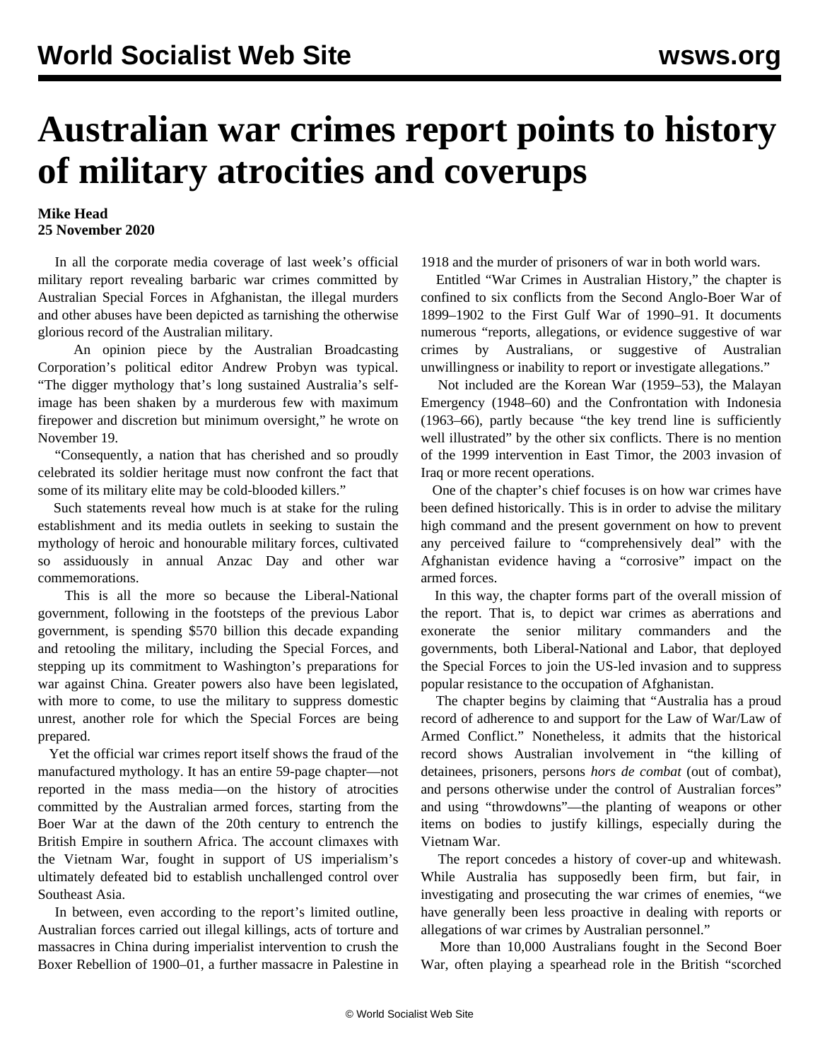# Australian war crimes report points to history of military atrocities and coverups

**Mike Head**
**25 November 2020**

In all the corporate media coverage of last week's official military report revealing barbaric war crimes committed by Australian Special Forces in Afghanistan, the illegal murders and other abuses have been depicted as tarnishing the otherwise glorious record of the Australian military.

An opinion piece by the Australian Broadcasting Corporation's political editor Andrew Probyn was typical. "The digger mythology that's long sustained Australia's self-image has been shaken by a murderous few with maximum firepower and discretion but minimum oversight," he wrote on November 19.

"Consequently, a nation that has cherished and so proudly celebrated its soldier heritage must now confront the fact that some of its military elite may be cold-blooded killers."

Such statements reveal how much is at stake for the ruling establishment and its media outlets in seeking to sustain the mythology of heroic and honourable military forces, cultivated so assiduously in annual Anzac Day and other war commemorations.

This is all the more so because the Liberal-National government, following in the footsteps of the previous Labor government, is spending $570 billion this decade expanding and retooling the military, including the Special Forces, and stepping up its commitment to Washington's preparations for war against China. Greater powers also have been legislated, with more to come, to use the military to suppress domestic unrest, another role for which the Special Forces are being prepared.

Yet the official war crimes report itself shows the fraud of the manufactured mythology. It has an entire 59-page chapter—not reported in the mass media—on the history of atrocities committed by the Australian armed forces, starting from the Boer War at the dawn of the 20th century to entrench the British Empire in southern Africa. The account climaxes with the Vietnam War, fought in support of US imperialism's ultimately defeated bid to establish unchallenged control over Southeast Asia.

In between, even according to the report's limited outline, Australian forces carried out illegal killings, acts of torture and massacres in China during imperialist intervention to crush the Boxer Rebellion of 1900–01, a further massacre in Palestine in 1918 and the murder of prisoners of war in both world wars.

Entitled "War Crimes in Australian History," the chapter is confined to six conflicts from the Second Anglo-Boer War of 1899–1902 to the First Gulf War of 1990–91. It documents numerous "reports, allegations, or evidence suggestive of war crimes by Australians, or suggestive of Australian unwillingness or inability to report or investigate allegations."

Not included are the Korean War (1959–53), the Malayan Emergency (1948–60) and the Confrontation with Indonesia (1963–66), partly because "the key trend line is sufficiently well illustrated" by the other six conflicts. There is no mention of the 1999 intervention in East Timor, the 2003 invasion of Iraq or more recent operations.

One of the chapter's chief focuses is on how war crimes have been defined historically. This is in order to advise the military high command and the present government on how to prevent any perceived failure to "comprehensively deal" with the Afghanistan evidence having a "corrosive" impact on the armed forces.

In this way, the chapter forms part of the overall mission of the report. That is, to depict war crimes as aberrations and exonerate the senior military commanders and the governments, both Liberal-National and Labor, that deployed the Special Forces to join the US-led invasion and to suppress popular resistance to the occupation of Afghanistan.

The chapter begins by claiming that "Australia has a proud record of adherence to and support for the Law of War/Law of Armed Conflict." Nonetheless, it admits that the historical record shows Australian involvement in "the killing of detainees, prisoners, persons *hors de combat* (out of combat), and persons otherwise under the control of Australian forces" and using "throwdowns"—the planting of weapons or other items on bodies to justify killings, especially during the Vietnam War.

The report concedes a history of cover-up and whitewash. While Australia has supposedly been firm, but fair, in investigating and prosecuting the war crimes of enemies, "we have generally been less proactive in dealing with reports or allegations of war crimes by Australian personnel."

More than 10,000 Australians fought in the Second Boer War, often playing a spearhead role in the British "scorched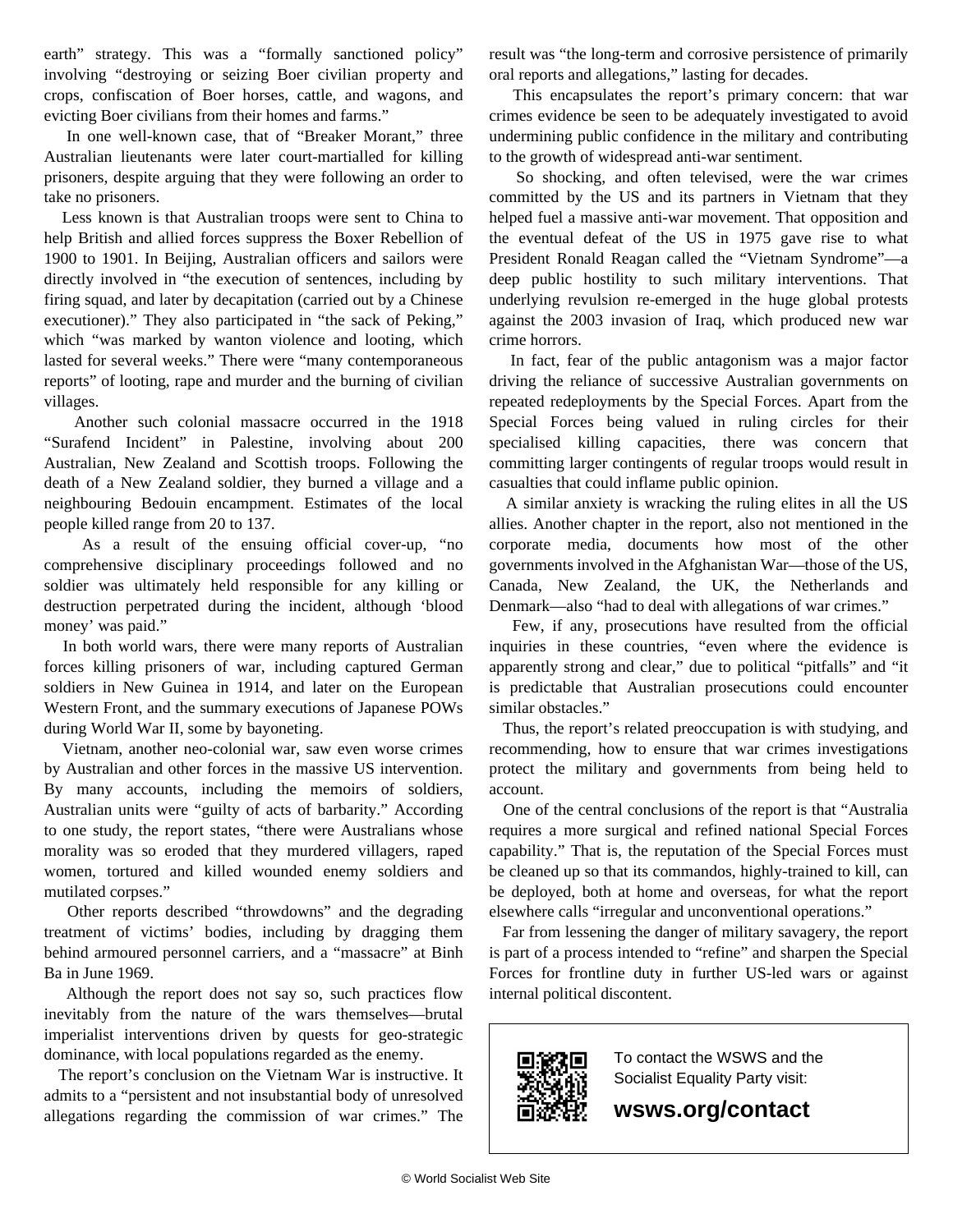earth” strategy. This was a “formally sanctioned policy” involving “destroying or seizing Boer civilian property and crops, confiscation of Boer horses, cattle, and wagons, and evicting Boer civilians from their homes and farms.”

In one well-known case, that of “Breaker Morant,” three Australian lieutenants were later court-martialled for killing prisoners, despite arguing that they were following an order to take no prisoners.

Less known is that Australian troops were sent to China to help British and allied forces suppress the Boxer Rebellion of 1900 to 1901. In Beijing, Australian officers and sailors were directly involved in “the execution of sentences, including by firing squad, and later by decapitation (carried out by a Chinese executioner).” They also participated in “the sack of Peking,” which “was marked by wanton violence and looting, which lasted for several weeks.” There were “many contemporaneous reports” of looting, rape and murder and the burning of civilian villages.

Another such colonial massacre occurred in the 1918 “Surafend Incident” in Palestine, involving about 200 Australian, New Zealand and Scottish troops. Following the death of a New Zealand soldier, they burned a village and a neighbouring Bedouin encampment. Estimates of the local people killed range from 20 to 137.

As a result of the ensuing official cover-up, “no comprehensive disciplinary proceedings followed and no soldier was ultimately held responsible for any killing or destruction perpetrated during the incident, although ‘blood money’ was paid.”

In both world wars, there were many reports of Australian forces killing prisoners of war, including captured German soldiers in New Guinea in 1914, and later on the European Western Front, and the summary executions of Japanese POWs during World War II, some by bayoneting.

Vietnam, another neo-colonial war, saw even worse crimes by Australian and other forces in the massive US intervention. By many accounts, including the memoirs of soldiers, Australian units were “guilty of acts of barbarity.” According to one study, the report states, “there were Australians whose morality was so eroded that they murdered villagers, raped women, tortured and killed wounded enemy soldiers and mutilated corpses.”

Other reports described “throwdowns” and the degrading treatment of victims’ bodies, including by dragging them behind armoured personnel carriers, and a “massacre” at Binh Ba in June 1969.

Although the report does not say so, such practices flow inevitably from the nature of the wars themselves—brutal imperialist interventions driven by quests for geo-strategic dominance, with local populations regarded as the enemy.

The report’s conclusion on the Vietnam War is instructive. It admits to a “persistent and not insubstantial body of unresolved allegations regarding the commission of war crimes.” The result was “the long-term and corrosive persistence of primarily oral reports and allegations,” lasting for decades.

This encapsulates the report’s primary concern: that war crimes evidence be seen to be adequately investigated to avoid undermining public confidence in the military and contributing to the growth of widespread anti-war sentiment.

So shocking, and often televised, were the war crimes committed by the US and its partners in Vietnam that they helped fuel a massive anti-war movement. That opposition and the eventual defeat of the US in 1975 gave rise to what President Ronald Reagan called the “Vietnam Syndrome”—a deep public hostility to such military interventions. That underlying revulsion re-emerged in the huge global protests against the 2003 invasion of Iraq, which produced new war crime horrors.

In fact, fear of the public antagonism was a major factor driving the reliance of successive Australian governments on repeated redeployments by the Special Forces. Apart from the Special Forces being valued in ruling circles for their specialised killing capacities, there was concern that committing larger contingents of regular troops would result in casualties that could inflame public opinion.

A similar anxiety is wracking the ruling elites in all the US allies. Another chapter in the report, also not mentioned in the corporate media, documents how most of the other governments involved in the Afghanistan War—those of the US, Canada, New Zealand, the UK, the Netherlands and Denmark—also “had to deal with allegations of war crimes.”

Few, if any, prosecutions have resulted from the official inquiries in these countries, “even where the evidence is apparently strong and clear,” due to political “pitfalls” and “it is predictable that Australian prosecutions could encounter similar obstacles.”

Thus, the report’s related preoccupation is with studying, and recommending, how to ensure that war crimes investigations protect the military and governments from being held to account.

One of the central conclusions of the report is that “Australia requires a more surgical and refined national Special Forces capability.” That is, the reputation of the Special Forces must be cleaned up so that its commandos, highly-trained to kill, can be deployed, both at home and overseas, for what the report elsewhere calls “irregular and unconventional operations.”

Far from lessening the danger of military savagery, the report is part of a process intended to “refine” and sharpen the Special Forces for frontline duty in further US-led wars or against internal political discontent.

To contact the WSWS and the Socialist Equality Party visit:

**wsws.org/contact**